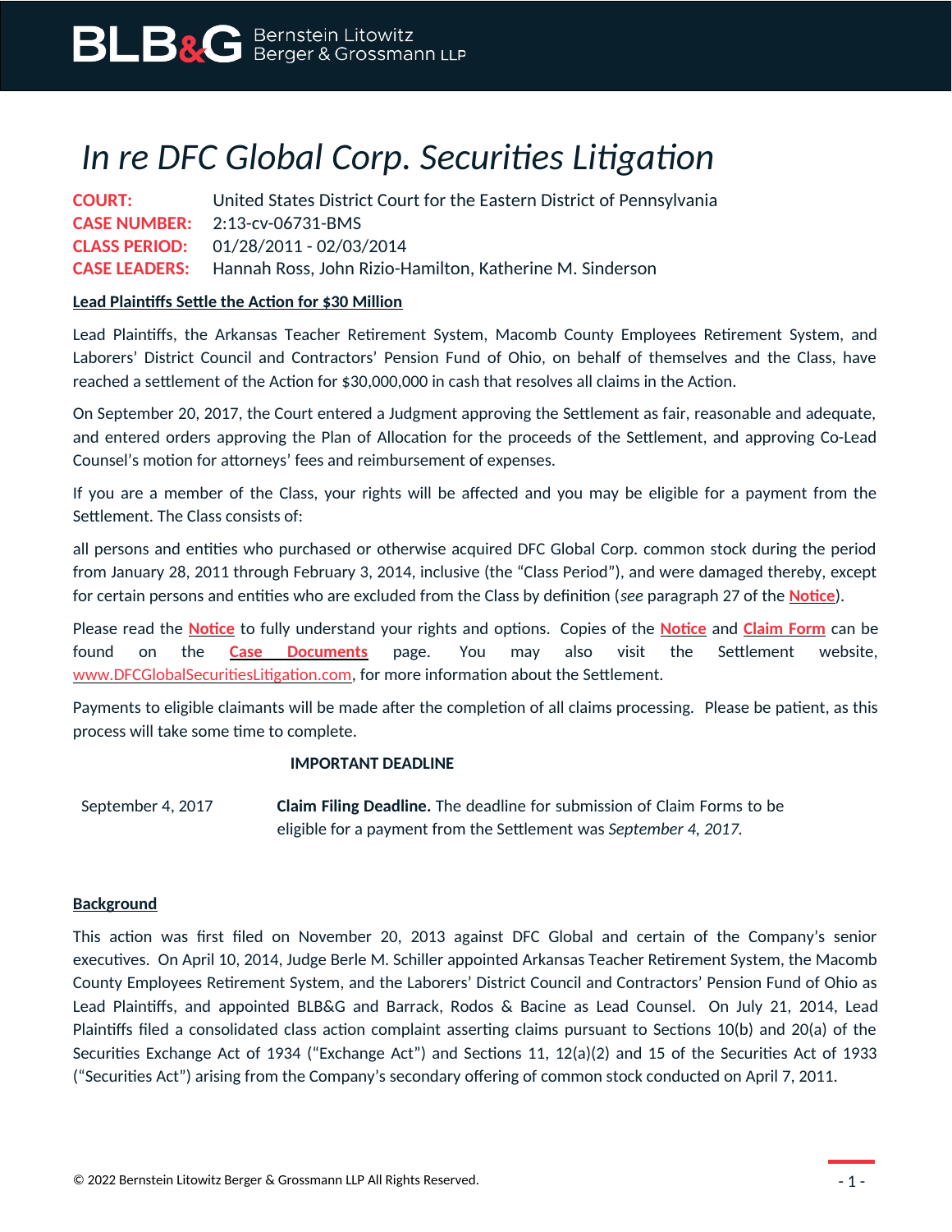# *In re DFC Global Corp. Securities Litigation*

**COURT:** United States District Court for the Eastern District of Pennsylvania
**CASE NUMBER:** 2:13-cv-06731-BMS
**CLASS PERIOD:** 01/28/2011 - 02/03/2014
**CASE LEADERS:** Hannah Ross, John Rizio-Hamilton, Katherine M. Sinderson

**Lead Plaintiffs Settle the Action for $30 Million**

Lead Plaintiffs, the Arkansas Teacher Retirement System, Macomb County Employees Retirement System, and Laborers' District Council and Contractors' Pension Fund of Ohio, on behalf of themselves and the Class, have reached a settlement of the Action for $30,000,000 in cash that resolves all claims in the Action.

On September 20, 2017, the Court entered a Judgment approving the Settlement as fair, reasonable and adequate, and entered orders approving the Plan of Allocation for the proceeds of the Settlement, and approving Co-Lead Counsel's motion for attorneys' fees and reimbursement of expenses.

If you are a member of the Class, your rights will be affected and you may be eligible for a payment from the Settlement. The Class consists of:

all persons and entities who purchased or otherwise acquired DFC Global Corp. common stock during the period from January 28, 2011 through February 3, 2014, inclusive (the "Class Period"), and were damaged thereby, except for certain persons and entities who are excluded from the Class by definition (*see* paragraph 27 of the **Notice**).

Please read the **Notice** to fully understand your rights and options. Copies of the **Notice** and **Claim Form** can be found on the **Case Documents** page. You may also visit the Settlement website, www.DFCGlobalSecuritiesLitigation.com, for more information about the Settlement.

Payments to eligible claimants will be made after the completion of all claims processing. Please be patient, as this process will take some time to complete.

**IMPORTANT DEADLINE**

| | |
|---|---|
| September 4, 2017 | **Claim Filing Deadline.** The deadline for submission of Claim Forms to be eligible for a payment from the Settlement was *September 4, 2017.* |

**Background**

This action was first filed on November 20, 2013 against DFC Global and certain of the Company's senior executives. On April 10, 2014, Judge Berle M. Schiller appointed Arkansas Teacher Retirement System, the Macomb County Employees Retirement System, and the Laborers' District Council and Contractors' Pension Fund of Ohio as Lead Plaintiffs, and appointed BLB&G and Barrack, Rodos & Bacine as Lead Counsel. On July 21, 2014, Lead Plaintiffs filed a consolidated class action complaint asserting claims pursuant to Sections 10(b) and 20(a) of the Securities Exchange Act of 1934 ("Exchange Act") and Sections 11, 12(a)(2) and 15 of the Securities Act of 1933 ("Securities Act") arising from the Company's secondary offering of common stock conducted on April 7, 2011.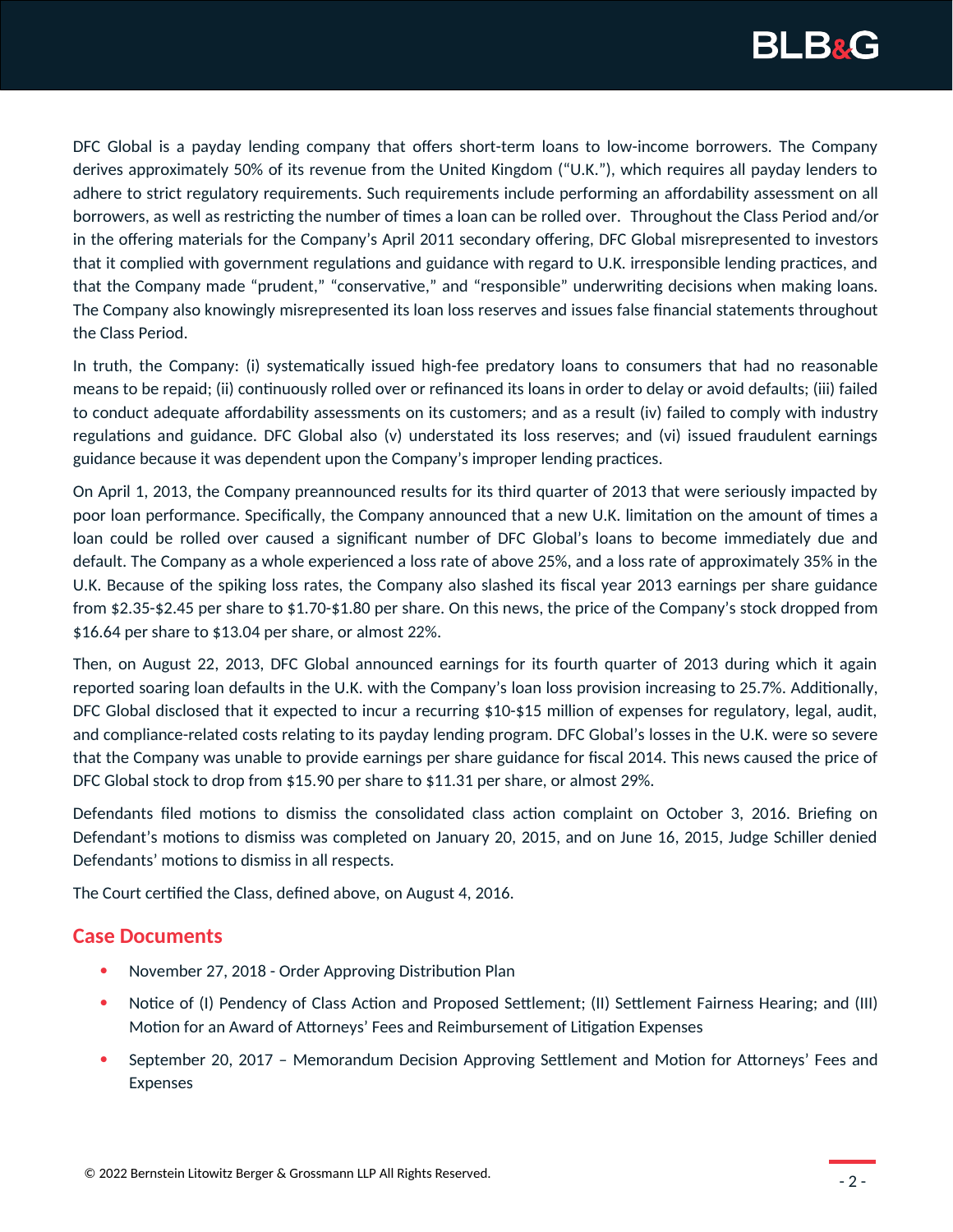DFC Global is a payday lending company that offers short-term loans to low-income borrowers. The Company derives approximately 50% of its revenue from the United Kingdom ("U.K."), which requires all payday lenders to adhere to strict regulatory requirements. Such requirements include performing an affordability assessment on all borrowers, as well as restricting the number of times a loan can be rolled over. Throughout the Class Period and/or in the offering materials for the Company's April 2011 secondary offering, DFC Global misrepresented to investors that it complied with government regulations and guidance with regard to U.K. irresponsible lending practices, and that the Company made "prudent," "conservative," and "responsible" underwriting decisions when making loans. The Company also knowingly misrepresented its loan loss reserves and issues false financial statements throughout the Class Period.

In truth, the Company: (i) systematically issued high-fee predatory loans to consumers that had no reasonable means to be repaid; (ii) continuously rolled over or refinanced its loans in order to delay or avoid defaults; (iii) failed to conduct adequate affordability assessments on its customers; and as a result (iv) failed to comply with industry regulations and guidance. DFC Global also (v) understated its loss reserves; and (vi) issued fraudulent earnings guidance because it was dependent upon the Company's improper lending practices.

On April 1, 2013, the Company preannounced results for its third quarter of 2013 that were seriously impacted by poor loan performance. Specifically, the Company announced that a new U.K. limitation on the amount of times a loan could be rolled over caused a significant number of DFC Global's loans to become immediately due and default. The Company as a whole experienced a loss rate of above 25%, and a loss rate of approximately 35% in the U.K. Because of the spiking loss rates, the Company also slashed its fiscal year 2013 earnings per share guidance from $2.35-$2.45 per share to $1.70-$1.80 per share. On this news, the price of the Company's stock dropped from $16.64 per share to $13.04 per share, or almost 22%.

Then, on August 22, 2013, DFC Global announced earnings for its fourth quarter of 2013 during which it again reported soaring loan defaults in the U.K. with the Company's loan loss provision increasing to 25.7%. Additionally, DFC Global disclosed that it expected to incur a recurring $10-$15 million of expenses for regulatory, legal, audit, and compliance-related costs relating to its payday lending program. DFC Global's losses in the U.K. were so severe that the Company was unable to provide earnings per share guidance for fiscal 2014. This news caused the price of DFC Global stock to drop from $15.90 per share to $11.31 per share, or almost 29%.

Defendants filed motions to dismiss the consolidated class action complaint on October 3, 2016. Briefing on Defendant's motions to dismiss was completed on January 20, 2015, and on June 16, 2015, Judge Schiller denied Defendants' motions to dismiss in all respects.

The Court certified the Class, defined above, on August 4, 2016.

## Case Documents

- November 27, 2018 - Order Approving Distribution Plan
- Notice of (I) Pendency of Class Action and Proposed Settlement; (II) Settlement Fairness Hearing; and (III) Motion for an Award of Attorneys' Fees and Reimbursement of Litigation Expenses
- September 20, 2017 – Memorandum Decision Approving Settlement and Motion for Attorneys' Fees and Expenses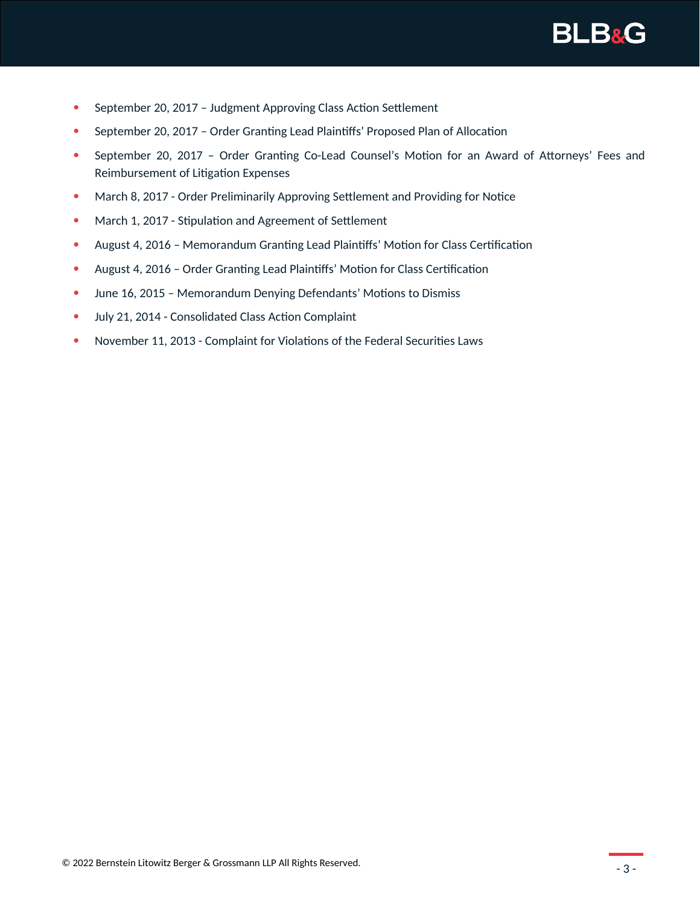- September 20, 2017 – Judgment Approving Class Action Settlement
- September 20, 2017 – Order Granting Lead Plaintiffs' Proposed Plan of Allocation
- September 20, 2017 – Order Granting Co-Lead Counsel's Motion for an Award of Attorneys' Fees and Reimbursement of Litigation Expenses
- March 8, 2017 - Order Preliminarily Approving Settlement and Providing for Notice
- March 1, 2017 - Stipulation and Agreement of Settlement
- August 4, 2016 – Memorandum Granting Lead Plaintiffs' Motion for Class Certification
- August 4, 2016 – Order Granting Lead Plaintiffs' Motion for Class Certification
- June 16, 2015 – Memorandum Denying Defendants' Motions to Dismiss
- July 21, 2014 - Consolidated Class Action Complaint
- November 11, 2013 - Complaint for Violations of the Federal Securities Laws